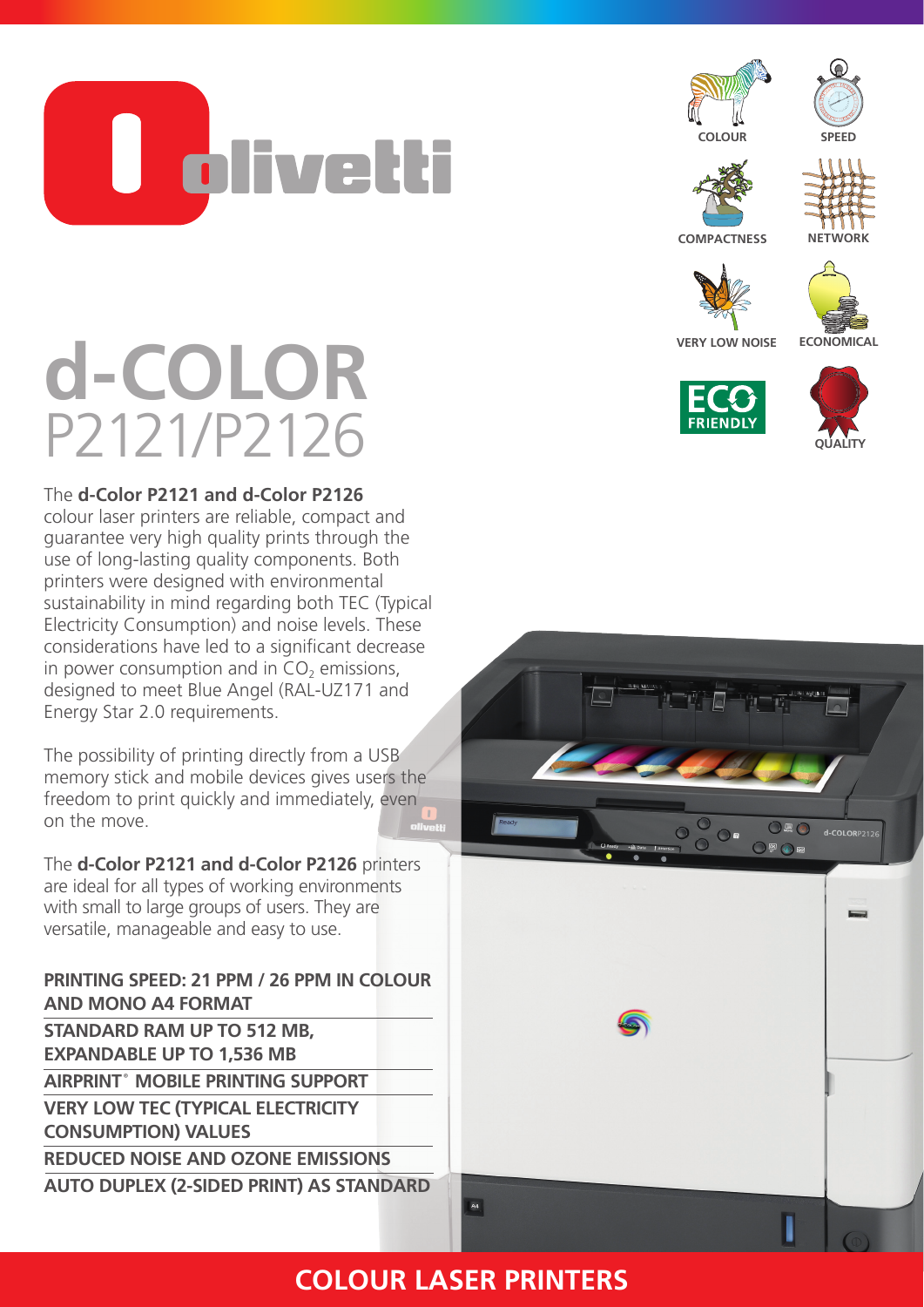# d-COLOR P2121/P2126

COLOUR | SPEED | COMPACTNESS | NETWORK | VERY LOW NOISE | ECONOMICAL | ECO FRIENDLY | QUALITY

The **d-Color P2121 and d-Color P2126** colour laser printers are reliable, compact and guarantee very high quality prints through the use of long-lasting quality components. Both printers were designed with environmental sustainability in mind regarding both TEC (Typical Electricity Consumption) and noise levels. These considerations have led to a significant decrease in power consumption and in $CO_2$ emissions, designed to meet Blue Angel (RAL-UZ171 and Energy Star 2.0 requirements.

The possibility of printing directly from a USB memory stick and mobile devices gives users the freedom to print quickly and immediately, even on the move.

The **d-Color P2121 and d-Color P2126** printers are ideal for all types of working environments with small to large groups of users. They are versatile, manageable and easy to use.

**PRINTING SPEED: 21 PPM / 26 PPM IN COLOUR AND MONO A4 FORMAT**

**STANDARD RAM UP TO 512 MB, EXPANDABLE UP TO 1,536 MB**

**AIRPRINT® MOBILE PRINTING SUPPORT**

**VERY LOW TEC (TYPICAL ELECTRICITY CONSUMPTION) VALUES**

**REDUCED NOISE AND OZONE EMISSIONS**

**AUTO DUPLEX (2-SIDED PRINT) AS STANDARD**

## COLOUR LASER PRINTERS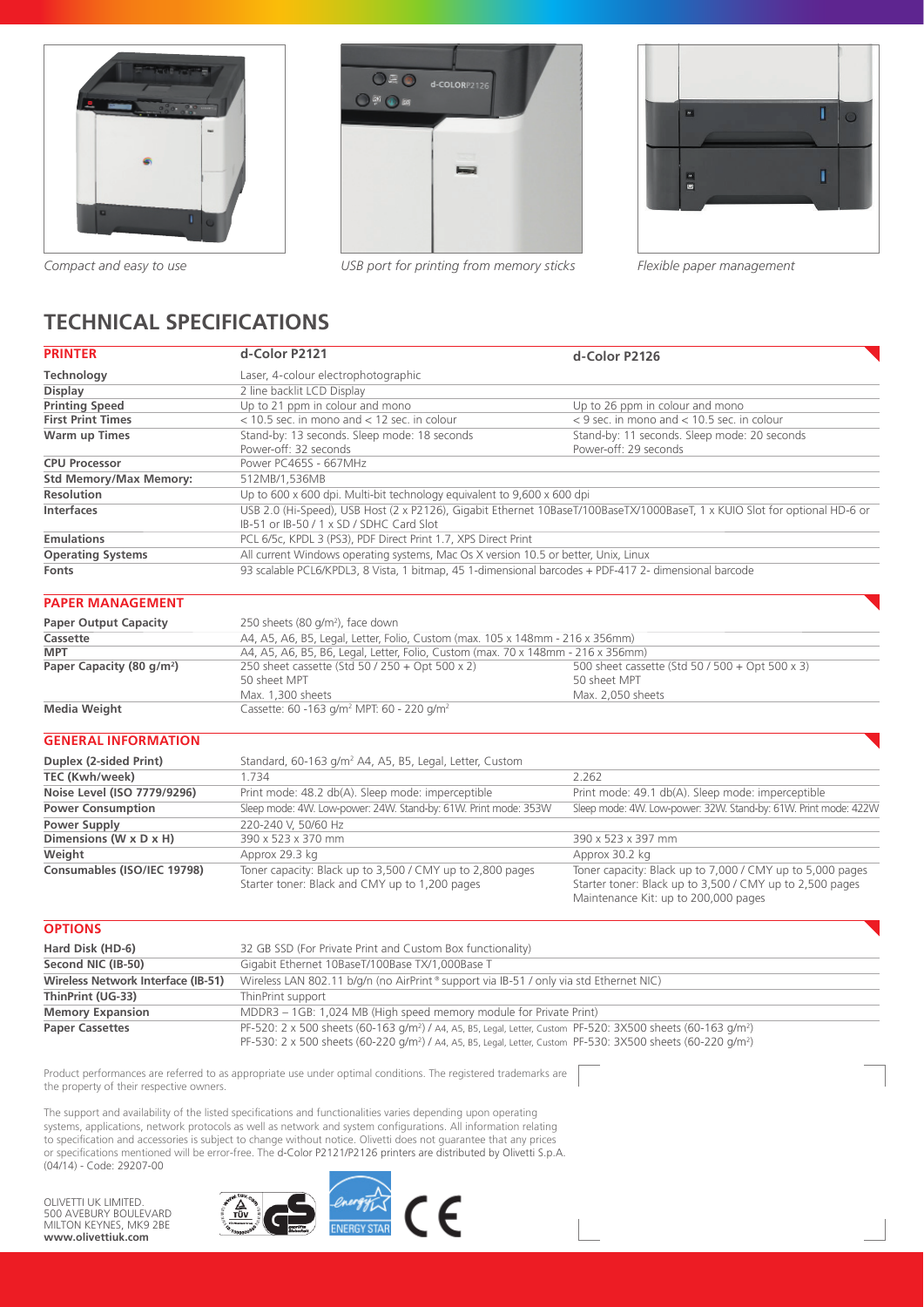*Compact and easy to use*

*USB port for printing from memory sticks*

*Flexible paper management*

## TECHNICAL SPECIFICATIONS

| PRINTER | d-Color P2121 | d-Color P2126 |
|---|---|---|
| **Technology** | Laser, 4-colour electrophotographic | |
| **Display** | 2 line backlit LCD Display | |
| **Printing Speed** | Up to 21 ppm in colour and mono | Up to 26 ppm in colour and mono |
| **First Print Times** | < 10.5 sec. in mono and < 12 sec. in colour | < 9 sec. in mono and < 10.5 sec. in colour |
| **Warm up Times** | Stand-by: 13 seconds. Sleep mode: 18 seconds<br>Power-off: 32 seconds | Stand-by: 11 seconds. Sleep mode: 20 seconds<br>Power-off: 29 seconds |
| **CPU Processor** | Power PC465S - 667MHz | |
| **Std Memory/Max Memory:** | 512MB/1,536MB | |
| **Resolution** | Up to 600 x 600 dpi. Multi-bit technology equivalent to 9,600 x 600 dpi | |
| **Interfaces** | USB 2.0 (Hi-Speed), USB Host (2 x P2126), Gigabit Ethernet 10BaseT/100BaseTX/1000BaseT, 1 x KUIO Slot for optional HD-6 or IB-51 or IB-50 / 1 x SD / SDHC Card Slot | |
| **Emulations** | PCL 6/5c, KPDL 3 (PS3), PDF Direct Print 1.7, XPS Direct Print | |
| **Operating Systems** | All current Windows operating systems, Mac Os X version 10.5 or better, Unix, Linux | |
| **Fonts** | 93 scalable PCL6/KPDL3, 8 Vista, 1 bitmap, 45 1-dimensional barcodes + PDF-417 2- dimensional barcode | |

| PAPER MANAGEMENT | | |
|---|---|---|
| **Paper Output Capacity** | 250 sheets (80 g/m²), face down | |
| **Cassette** | A4, A5, A6, B5, Legal, Letter, Folio, Custom (max. 105 x 148mm - 216 x 356mm) | |
| **MPT** | A4, A5, A6, B5, B6, Legal, Letter, Folio, Custom (max. 70 x 148mm - 216 x 356mm) | |
| **Paper Capacity (80 g/m²)** | 250 sheet cassette (Std 50 / 250 + Opt 500 x 2)<br>50 sheet MPT<br>Max. 1,300 sheets | 500 sheet cassette (Std 50 / 500 + Opt 500 x 3)<br>50 sheet MPT<br>Max. 2,050 sheets |
| **Media Weight** | Cassette: 60 -163 g/m² MPT: 60 - 220 g/m² | |

| GENERAL INFORMATION | | |
|---|---|---|
| **Duplex (2-sided Print)** | Standard, 60-163 g/m² A4, A5, B5, Legal, Letter, Custom | |
| **TEC (Kwh/week)** | 1.734 | 2.262 |
| **Noise Level (ISO 7779/9296)** | Print mode: 48.2 db(A). Sleep mode: imperceptible | Print mode: 49.1 db(A). Sleep mode: imperceptible |
| **Power Consumption** | Sleep mode: 4W. Low-power: 24W. Stand-by: 61W. Print mode: 353W | Sleep mode: 4W. Low-power: 32W. Stand-by: 61W. Print mode: 422W |
| **Power Supply** | 220-240 V, 50/60 Hz | |
| **Dimensions (W x D x H)** | 390 x 523 x 370 mm | 390 x 523 x 397 mm |
| **Weight** | Approx 29.3 kg | Approx 30.2 kg |
| **Consumables (ISO/IEC 19798)** | Toner capacity: Black up to 3,500 / CMY up to 2,800 pages<br>Starter toner: Black and CMY up to 1,200 pages | Toner capacity: Black up to 7,000 / CMY up to 5,000 pages<br>Starter toner: Black up to 3,500 / CMY up to 2,500 pages<br>Maintenance Kit: up to 200,000 pages |

| OPTIONS | |
|---|---|
| **Hard Disk (HD-6)** | 32 GB SSD (For Private Print and Custom Box functionality) |
| **Second NIC (IB-50)** | Gigabit Ethernet 10BaseT/100Base TX/1,000Base T |
| **Wireless Network Interface (IB-51)** | Wireless LAN 802.11 b/g/n (no AirPrint® support via IB-51 / only via std Ethernet NIC) |
| **ThinPrint (UG-33)** | ThinPrint support |
| **Memory Expansion** | MDDR3 – 1GB: 1,024 MB (High speed memory module for Private Print) |
| **Paper Cassettes** | PF-520: 2 x 500 sheets (60-163 g/m²) / A4, A5, B5, Legal, Letter, Custom PF-520: 3X500 sheets (60-163 g/m²)<br>PF-530: 2 x 500 sheets (60-220 g/m²) / A4, A5, B5, Legal, Letter, Custom PF-530: 3X500 sheets (60-220 g/m²) |

Product performances are referred to as appropriate use under optimal conditions. The registered trademarks are the property of their respective owners.

The support and availability of the listed specifications and functionalities varies depending upon operating systems, applications, network protocols as well as network and system configurations. All information relating to specification and accessories is subject to change without notice. Olivetti does not guarantee that any prices or specifications mentioned will be error-free. The d-Color P2121/P2126 printers are distributed by Olivetti S.p.A. (04/14) - Code: 29207-00

OLIVETTI UK LIMITED.
500 AVEBURY BOULEVARD
MILTON KEYNES, MK9 2BE
**www.olivettiuk.com**